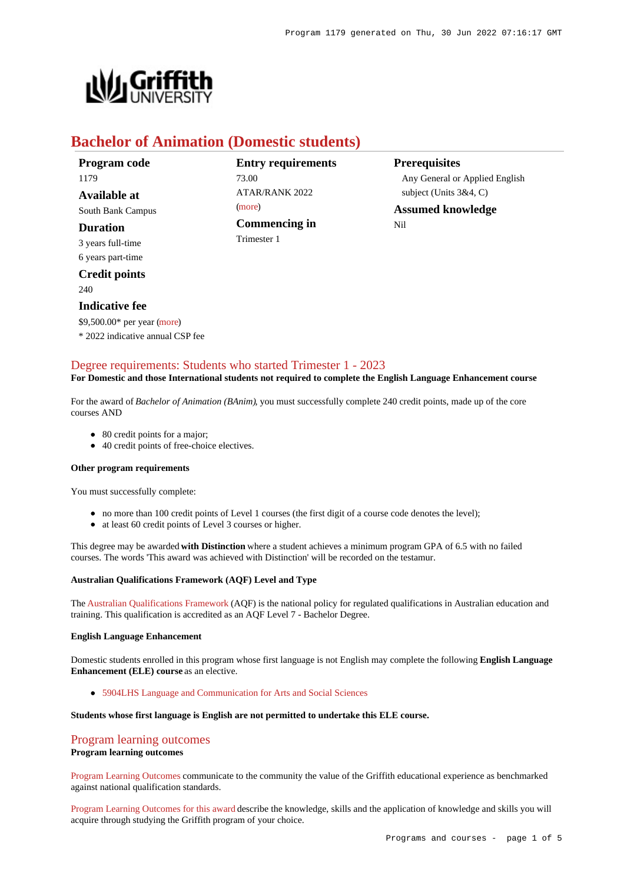# Bachelor of Animation (Domestic students)

**Program code**
1179

**Available at**
South Bank Campus

**Duration**
3 years full-time
6 years part-time

**Credit points**
240

**Indicative fee**
$9,500.00* per year (more)
* 2022 indicative annual CSP fee

**Entry requirements**
73.00
ATAR/RANK 2022
(more)

**Commencing in**
Trimester 1

**Prerequisites**
Any General or Applied English subject (Units 3&4, C)

**Assumed knowledge**
Nil

## Degree requirements: Students who started Trimester 1 - 2023

**For Domestic and those International students not required to complete the English Language Enhancement course**

For the award of *Bachelor of Animation (BAnim)*, you must successfully complete 240 credit points, made up of the core courses AND

- 80 credit points for a major;
- 40 credit points of free-choice electives.

**Other program requirements**

You must successfully complete:

- no more than 100 credit points of Level 1 courses (the first digit of a course code denotes the level);
- at least 60 credit points of Level 3 courses or higher.

This degree may be awarded **with Distinction** where a student achieves a minimum program GPA of 6.5 with no failed courses. The words 'This award was achieved with Distinction' will be recorded on the testamur.

**Australian Qualifications Framework (AQF) Level and Type**

The Australian Qualifications Framework (AQF) is the national policy for regulated qualifications in Australian education and training. This qualification is accredited as an AQF Level 7 - Bachelor Degree.

**English Language Enhancement**

Domestic students enrolled in this program whose first language is not English may complete the following **English Language Enhancement (ELE) course** as an elective.

- 5904LHS Language and Communication for Arts and Social Sciences

**Students whose first language is English are not permitted to undertake this ELE course.**

## Program learning outcomes

**Program learning outcomes**

Program Learning Outcomes communicate to the community the value of the Griffith educational experience as benchmarked against national qualification standards.

Program Learning Outcomes for this award describe the knowledge, skills and the application of knowledge and skills you will acquire through studying the Griffith program of your choice.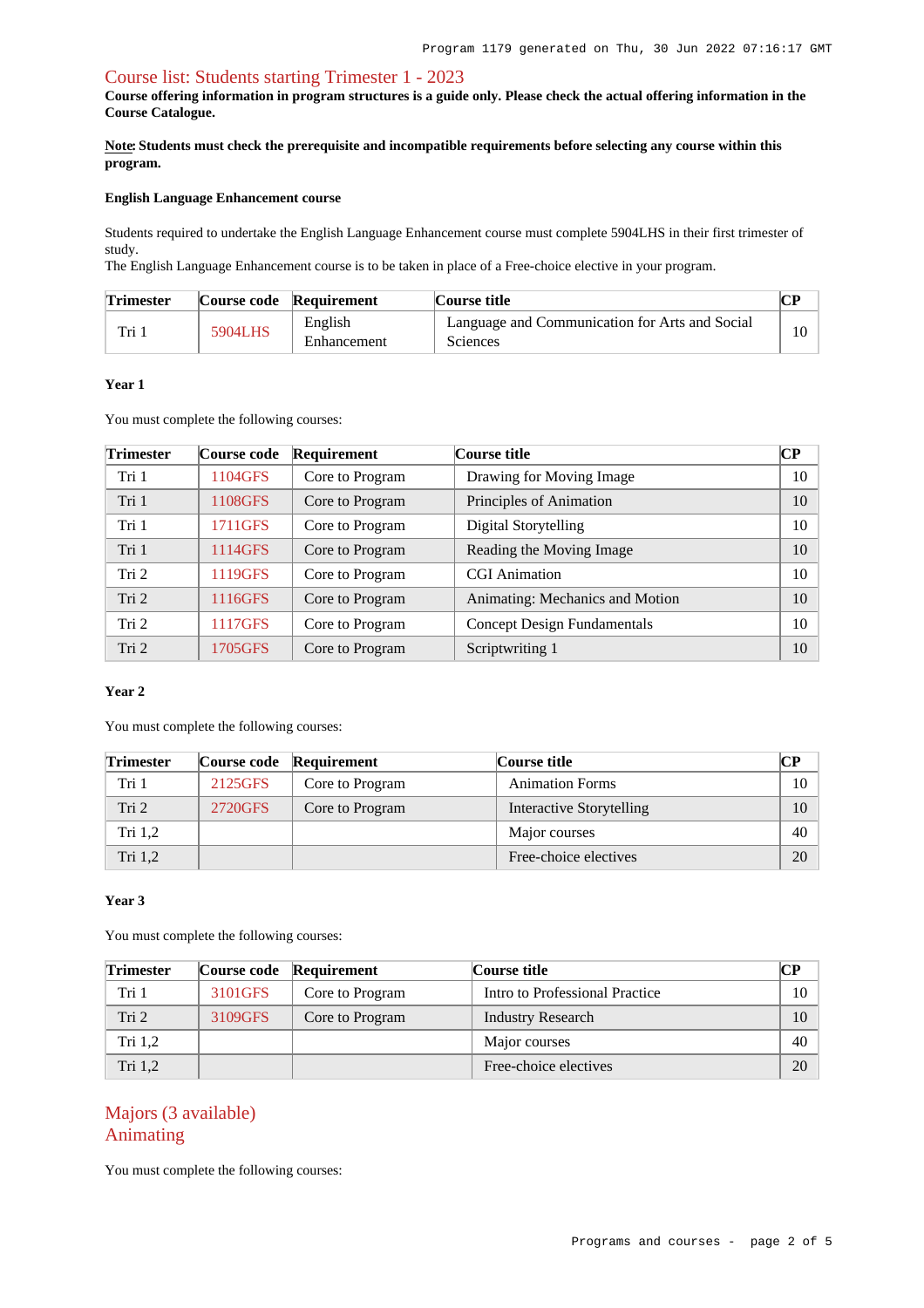## Course list: Students starting Trimester 1 - 2023

**Course offering information in program structures is a guide only. Please check the actual offering information in the Course Catalogue.**

**Note: Students must check the prerequisite and incompatible requirements before selecting any course within this program.**

#### English Language Enhancement course

Students required to undertake the English Language Enhancement course must complete 5904LHS in their first trimester of study.
The English Language Enhancement course is to be taken in place of a Free-choice elective in your program.

| Trimester | Course code | Requirement | Course title | CP |
|---|---|---|---|---|
| Tri 1 | 5904LHS | English Enhancement | Language and Communication for Arts and Social Sciences | 10 |

#### Year 1

You must complete the following courses:

| Trimester | Course code | Requirement | Course title | CP |
|---|---|---|---|---|
| Tri 1 | 1104GFS | Core to Program | Drawing for Moving Image | 10 |
| Tri 1 | 1108GFS | Core to Program | Principles of Animation | 10 |
| Tri 1 | 1711GFS | Core to Program | Digital Storytelling | 10 |
| Tri 1 | 1114GFS | Core to Program | Reading the Moving Image | 10 |
| Tri 2 | 1119GFS | Core to Program | CGI Animation | 10 |
| Tri 2 | 1116GFS | Core to Program | Animating: Mechanics and Motion | 10 |
| Tri 2 | 1117GFS | Core to Program | Concept Design Fundamentals | 10 |
| Tri 2 | 1705GFS | Core to Program | Scriptwriting 1 | 10 |

#### Year 2

You must complete the following courses:

| Trimester | Course code | Requirement | Course title | CP |
|---|---|---|---|---|
| Tri 1 | 2125GFS | Core to Program | Animation Forms | 10 |
| Tri 2 | 2720GFS | Core to Program | Interactive Storytelling | 10 |
| Tri 1,2 | | | Major courses | 40 |
| Tri 1,2 | | | Free-choice electives | 20 |

#### Year 3

You must complete the following courses:

| Trimester | Course code | Requirement | Course title | CP |
|---|---|---|---|---|
| Tri 1 | 3101GFS | Core to Program | Intro to Professional Practice | 10 |
| Tri 2 | 3109GFS | Core to Program | Industry Research | 10 |
| Tri 1,2 | | | Major courses | 40 |
| Tri 1,2 | | | Free-choice electives | 20 |

## Majors (3 available)

## Animating

You must complete the following courses: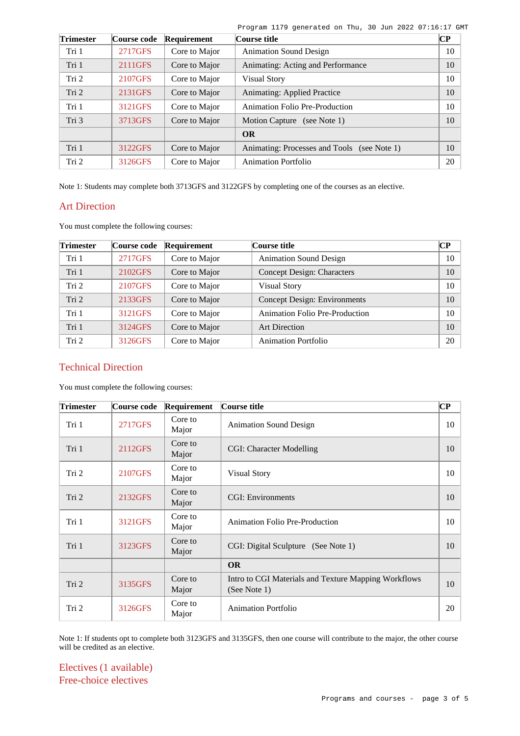| Trimester | Course code | Requirement | Course title | CP |
|---|---|---|---|---|
| Tri 1 | 2717GFS | Core to Major | Animation Sound Design | 10 |
| Tri 1 | 2111GFS | Core to Major | Animating: Acting and Performance | 10 |
| Tri 2 | 2107GFS | Core to Major | Visual Story | 10 |
| Tri 2 | 2131GFS | Core to Major | Animating: Applied Practice | 10 |
| Tri 1 | 3121GFS | Core to Major | Animation Folio Pre-Production | 10 |
| Tri 3 | 3713GFS | Core to Major | Motion Capture (see Note 1) | 10 |
| | | | **OR** | |
| Tri 1 | 3122GFS | Core to Major | Animating: Processes and Tools (see Note 1) | 10 |
| Tri 2 | 3126GFS | Core to Major | Animation Portfolio | 20 |

Note 1: Students may complete both 3713GFS and 3122GFS by completing one of the courses as an elective.

## Art Direction

You must complete the following courses:

| Trimester | Course code | Requirement | Course title | CP |
|---|---|---|---|---|
| Tri 1 | 2717GFS | Core to Major | Animation Sound Design | 10 |
| Tri 1 | 2102GFS | Core to Major | Concept Design: Characters | 10 |
| Tri 2 | 2107GFS | Core to Major | Visual Story | 10 |
| Tri 2 | 2133GFS | Core to Major | Concept Design: Environments | 10 |
| Tri 1 | 3121GFS | Core to Major | Animation Folio Pre-Production | 10 |
| Tri 1 | 3124GFS | Core to Major | Art Direction | 10 |
| Tri 2 | 3126GFS | Core to Major | Animation Portfolio | 20 |

## Technical Direction

You must complete the following courses:

| Trimester | Course code | Requirement | Course title | CP |
|---|---|---|---|---|
| Tri 1 | 2717GFS | Core to Major | Animation Sound Design | 10 |
| Tri 1 | 2112GFS | Core to Major | CGI: Character Modelling | 10 |
| Tri 2 | 2107GFS | Core to Major | Visual Story | 10 |
| Tri 2 | 2132GFS | Core to Major | CGI: Environments | 10 |
| Tri 1 | 3121GFS | Core to Major | Animation Folio Pre-Production | 10 |
| Tri 1 | 3123GFS | Core to Major | CGI: Digital Sculpture (See Note 1) | 10 |
| | | | **OR** | |
| Tri 2 | 3135GFS | Core to Major | Intro to CGI Materials and Texture Mapping Workflows (See Note 1) | 10 |
| Tri 2 | 3126GFS | Core to Major | Animation Portfolio | 20 |

Note 1: If students opt to complete both 3123GFS and 3135GFS, then one course will contribute to the major, the other course will be credited as an elective.

## Electives (1 available)

## Free-choice electives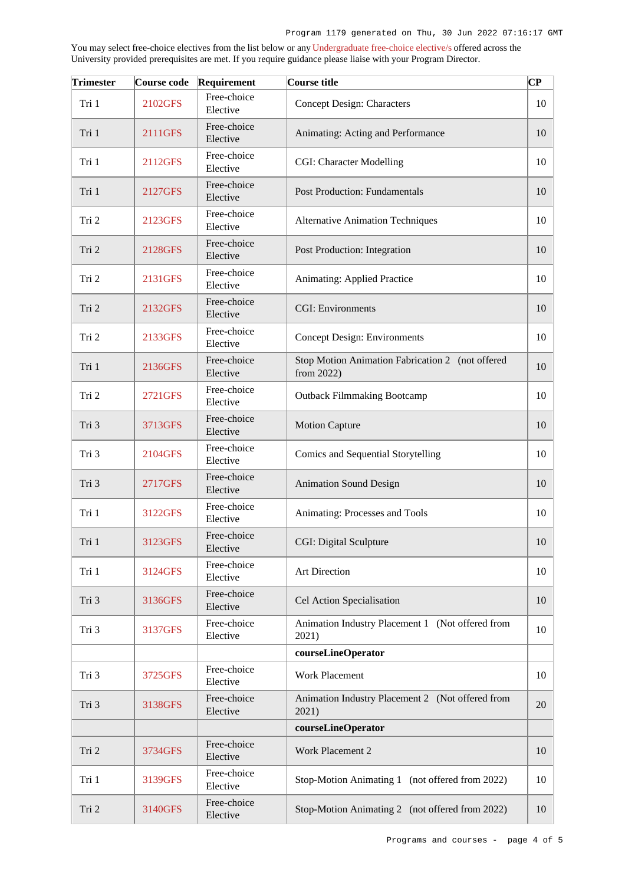You may select free-choice electives from the list below or any Undergraduate free-choice elective/s offered across the University provided prerequisites are met. If you require guidance please liaise with your Program Director.

| Trimester | Course code | Requirement | Course title | CP |
|---|---|---|---|---|
| Tri 1 | 2102GFS | Free-choice Elective | Concept Design: Characters | 10 |
| Tri 1 | 2111GFS | Free-choice Elective | Animating: Acting and Performance | 10 |
| Tri 1 | 2112GFS | Free-choice Elective | CGI: Character Modelling | 10 |
| Tri 1 | 2127GFS | Free-choice Elective | Post Production: Fundamentals | 10 |
| Tri 2 | 2123GFS | Free-choice Elective | Alternative Animation Techniques | 10 |
| Tri 2 | 2128GFS | Free-choice Elective | Post Production: Integration | 10 |
| Tri 2 | 2131GFS | Free-choice Elective | Animating: Applied Practice | 10 |
| Tri 2 | 2132GFS | Free-choice Elective | CGI: Environments | 10 |
| Tri 2 | 2133GFS | Free-choice Elective | Concept Design: Environments | 10 |
| Tri 1 | 2136GFS | Free-choice Elective | Stop Motion Animation Fabrication 2 (not offered from 2022) | 10 |
| Tri 2 | 2721GFS | Free-choice Elective | Outback Filmmaking Bootcamp | 10 |
| Tri 3 | 3713GFS | Free-choice Elective | Motion Capture | 10 |
| Tri 3 | 2104GFS | Free-choice Elective | Comics and Sequential Storytelling | 10 |
| Tri 3 | 2717GFS | Free-choice Elective | Animation Sound Design | 10 |
| Tri 1 | 3122GFS | Free-choice Elective | Animating: Processes and Tools | 10 |
| Tri 1 | 3123GFS | Free-choice Elective | CGI: Digital Sculpture | 10 |
| Tri 1 | 3124GFS | Free-choice Elective | Art Direction | 10 |
| Tri 3 | 3136GFS | Free-choice Elective | Cel Action Specialisation | 10 |
| Tri 3 | 3137GFS | Free-choice Elective | Animation Industry Placement 1 (Not offered from 2021) | 10 |
| | | | **courseLineOperator** | |
| Tri 3 | 3725GFS | Free-choice Elective | Work Placement | 10 |
| Tri 3 | 3138GFS | Free-choice Elective | Animation Industry Placement 2 (Not offered from 2021) | 20 |
| | | | **courseLineOperator** | |
| Tri 2 | 3734GFS | Free-choice Elective | Work Placement 2 | 10 |
| Tri 1 | 3139GFS | Free-choice Elective | Stop-Motion Animating 1 (not offered from 2022) | 10 |
| Tri 2 | 3140GFS | Free-choice Elective | Stop-Motion Animating 2 (not offered from 2022) | 10 |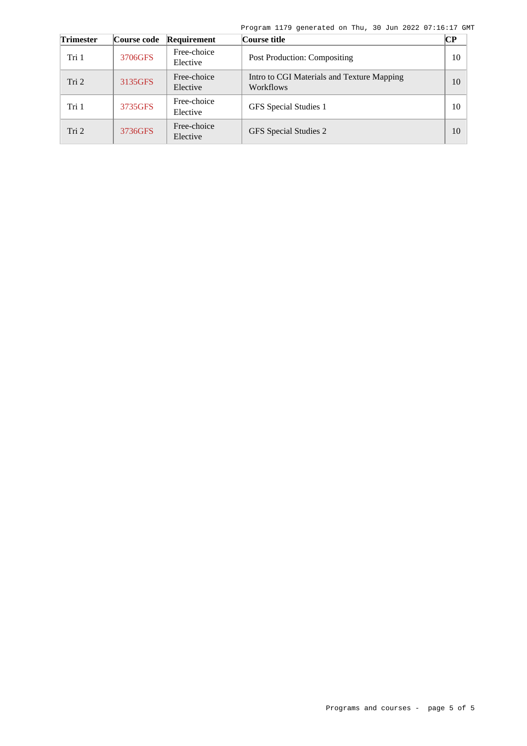| Trimester | Course code | Requirement | Course title | CP |
| --- | --- | --- | --- | --- |
| Tri 1 | 3706GFS | Free-choice Elective | Post Production: Compositing | 10 |
| Tri 2 | 3135GFS | Free-choice Elective | Intro to CGI Materials and Texture Mapping Workflows | 10 |
| Tri 1 | 3735GFS | Free-choice Elective | GFS Special Studies 1 | 10 |
| Tri 2 | 3736GFS | Free-choice Elective | GFS Special Studies 2 | 10 |